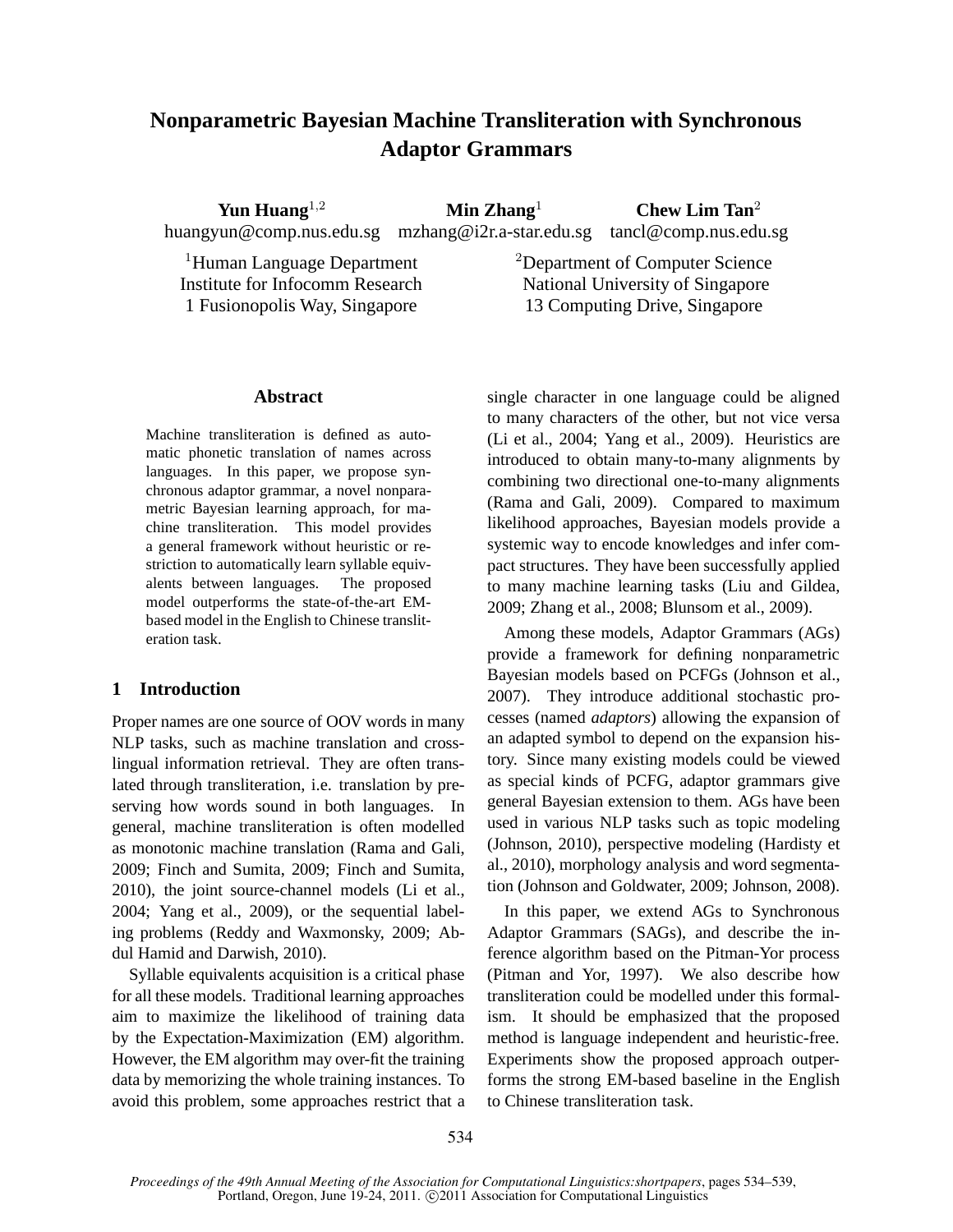# Nonparametric Bayesian Machine Transliteration with Synchronous Adaptor Grammars

**Yun Huang**[1,2] huangyun@comp.nus.edu.sg

**Min Zhang**[1] mzhang@i2r.a-star.edu.sg

**Chew Lim Tan**[2] tancl@comp.nus.edu.sg

[1]Human Language Department
Institute for Infocomm Research
1 Fusionopolis Way, Singapore

[2]Department of Computer Science
National University of Singapore
13 Computing Drive, Singapore

## Abstract

Machine transliteration is defined as automatic phonetic translation of names across languages. In this paper, we propose synchronous adaptor grammar, a novel nonparametric Bayesian learning approach, for machine transliteration. This model provides a general framework without heuristic or restriction to automatically learn syllable equivalents between languages. The proposed model outperforms the state-of-the-art EM-based model in the English to Chinese transliteration task.

## 1 Introduction

Proper names are one source of OOV words in many NLP tasks, such as machine translation and cross-lingual information retrieval. They are often translated through transliteration, i.e. translation by preserving how words sound in both languages. In general, machine transliteration is often modelled as monotonic machine translation (Rama and Gali, 2009; Finch and Sumita, 2009; Finch and Sumita, 2010), the joint source-channel models (Li et al., 2004; Yang et al., 2009), or the sequential labeling problems (Reddy and Waxmonsky, 2009; Abdul Hamid and Darwish, 2010).

Syllable equivalents acquisition is a critical phase for all these models. Traditional learning approaches aim to maximize the likelihood of training data by the Expectation-Maximization (EM) algorithm. However, the EM algorithm may over-fit the training data by memorizing the whole training instances. To avoid this problem, some approaches restrict that a single character in one language could be aligned to many characters of the other, but not vice versa (Li et al., 2004; Yang et al., 2009). Heuristics are introduced to obtain many-to-many alignments by combining two directional one-to-many alignments (Rama and Gali, 2009). Compared to maximum likelihood approaches, Bayesian models provide a systemic way to encode knowledges and infer compact structures. They have been successfully applied to many machine learning tasks (Liu and Gildea, 2009; Zhang et al., 2008; Blunsom et al., 2009).

Among these models, Adaptor Grammars (AGs) provide a framework for defining nonparametric Bayesian models based on PCFGs (Johnson et al., 2007). They introduce additional stochastic processes (named *adaptors*) allowing the expansion of an adapted symbol to depend on the expansion history. Since many existing models could be viewed as special kinds of PCFG, adaptor grammars give general Bayesian extension to them. AGs have been used in various NLP tasks such as topic modeling (Johnson, 2010), perspective modeling (Hardisty et al., 2010), morphology analysis and word segmentation (Johnson and Goldwater, 2009; Johnson, 2008).

In this paper, we extend AGs to Synchronous Adaptor Grammars (SAGs), and describe the inference algorithm based on the Pitman-Yor process (Pitman and Yor, 1997). We also describe how transliteration could be modelled under this formalism. It should be emphasized that the proposed method is language independent and heuristic-free. Experiments show the proposed approach outperforms the strong EM-based baseline in the English to Chinese transliteration task.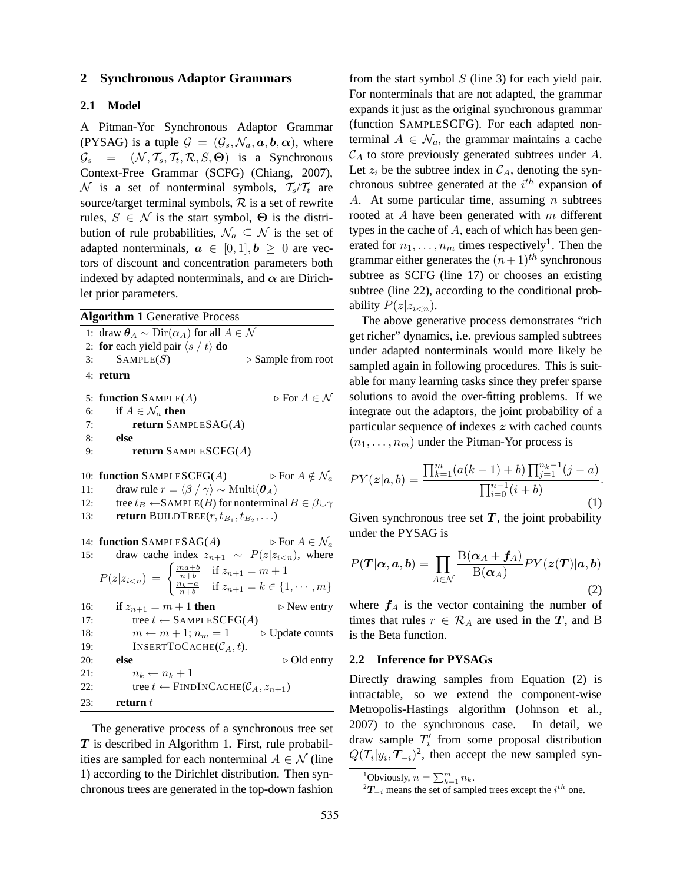## 2 Synchronous Adaptor Grammars

### 2.1 Model

A Pitman-Yor Synchronous Adaptor Grammar (PYSAG) is a tuple $\mathcal{G} = (\mathcal{G}_s, \mathcal{N}_a, \boldsymbol{a}, \boldsymbol{b}, \boldsymbol{\alpha})$, where $\mathcal{G}_s = (\mathcal{N}, \mathcal{T}_s, \mathcal{T}_t, \mathcal{R}, S, \boldsymbol{\Theta})$ is a Synchronous Context-Free Grammar (SCFG) (Chiang, 2007), $\mathcal{N}$ is a set of nonterminal symbols, $\mathcal{T}_s/\mathcal{T}_t$ are source/target terminal symbols, $\mathcal{R}$ is a set of rewrite rules, $S \in \mathcal{N}$ is the start symbol, $\boldsymbol{\Theta}$ is the distribution of rule probabilities, $\mathcal{N}_a \subseteq \mathcal{N}$ is the set of adapted nonterminals, $\boldsymbol{a} \in [0, 1], \boldsymbol{b} \geq 0$ are vectors of discount and concentration parameters both indexed by adapted nonterminals, and $\boldsymbol{\alpha}$ are Dirichlet prior parameters.

**Algorithm 1** Generative Process

```
1: draw θ_A ~ Dir(α_A) for all A ∈ N
2: for each yield pair ⟨s / t⟩ do
3:     SAMPLE(S)                                  ▷ Sample from root
4: return

5: function SAMPLE(A)                             ▷ For A ∈ N
6:     if A ∈ N_a then
7:         return SAMPLESAG(A)
8:     else
9:         return SAMPLESCFG(A)

10: function SAMPLESCFG(A)                        ▷ For A ∉ N_a
11:     draw rule r = ⟨β / γ⟩ ~ Multi(θ_A)
12:     tree t_B ← SAMPLE(B) for nonterminal B ∈ β∪γ
13:     return BUILDTREE(r, t_{B_1}, t_{B_2}, ...)

14: function SAMPLESAG(A)                         ▷ For A ∈ N_a
15:     draw cache index z_{n+1} ~ P(z|z_{i<n}), where
            P(z|z_{i<n}) = { (ma+b)/(n+b)    if z_{n+1} = m+1
                           { (n_k-a)/(n+b)   if z_{n+1} = k ∈ {1,···,m}
16:     if z_{n+1} = m+1 then                     ▷ New entry
17:         tree t ← SAMPLESCFG(A)
18:         m ← m+1; n_m = 1                      ▷ Update counts
19:         INSERTTOCACHE(C_A, t).
20:     else                                      ▷ Old entry
21:         n_k ← n_k + 1
22:         tree t ← FINDINCACHE(C_A, z_{n+1})
23:     return t
```

The generative process of a synchronous tree set $\boldsymbol{T}$ is described in Algorithm 1. First, rule probabilities are sampled for each nonterminal $A \in \mathcal{N}$ (line 1) according to the Dirichlet distribution. Then synchronous trees are generated in the top-down fashion from the start symbol $S$ (line 3) for each yield pair. For nonterminals that are not adapted, the grammar expands it just as the original synchronous grammar (function SAMPLESCFG). For each adapted nonterminal $A \in \mathcal{N}_a$, the grammar maintains a cache $\mathcal{C}_A$ to store previously generated subtrees under $A$. Let $z_i$ be the subtree index in $\mathcal{C}_A$, denoting the synchronous subtree generated at the $i^{th}$ expansion of $A$. At some particular time, assuming $n$ subtrees rooted at $A$ have been generated with $m$ different types in the cache of $A$, each of which has been generated for $n_1, \ldots, n_m$ times respectively[1]. Then the grammar either generates the $(n+1)^{th}$ synchronous subtree as SCFG (line 17) or chooses an existing subtree (line 22), according to the conditional probability $P(z|z_{i<n})$.

The above generative process demonstrates "rich get richer" dynamics, i.e. previous sampled subtrees under adapted nonterminals would more likely be sampled again in following procedures. This is suitable for many learning tasks since they prefer sparse solutions to avoid the over-fitting problems. If we integrate out the adaptors, the joint probability of a particular sequence of indexes $\boldsymbol{z}$ with cached counts $(n_1, \ldots, n_m)$ under the Pitman-Yor process is

$$PY(\boldsymbol{z}|a, b) = \frac{\prod_{k=1}^{m}(a(k-1)+b)\prod_{j=1}^{n_k-1}(j-a)}{\prod_{i=0}^{n-1}(i+b)}. \tag{1}$$

Given synchronous tree set $\boldsymbol{T}$, the joint probability under the PYSAG is

$$P(\boldsymbol{T}|\boldsymbol{\alpha}, \boldsymbol{a}, \boldsymbol{b}) = \prod_{A \in \mathcal{N}} \frac{\mathrm{B}(\boldsymbol{\alpha}_A + \boldsymbol{f}_A)}{\mathrm{B}(\boldsymbol{\alpha}_A)} PY(\boldsymbol{z}(\boldsymbol{T})|\boldsymbol{a}, \boldsymbol{b}) \tag{2}$$

where $\boldsymbol{f}_A$ is the vector containing the number of times that rules $r \in \mathcal{R}_A$ are used in the $\boldsymbol{T}$, and B is the Beta function.

### 2.2 Inference for PYSAGs

Directly drawing samples from Equation (2) is intractable, so we extend the component-wise Metropolis-Hastings algorithm (Johnson et al., 2007) to the synchronous case. In detail, we draw sample $T_i'$ from some proposal distribution $Q(T_i|y_i, \boldsymbol{T}_{-i})$[2], then accept the new sampled syn-

[1] Obviously, $n = \sum_{k=1}^{m} n_k$.

[2] $\boldsymbol{T}_{-i}$ means the set of sampled trees except the $i^{th}$ one.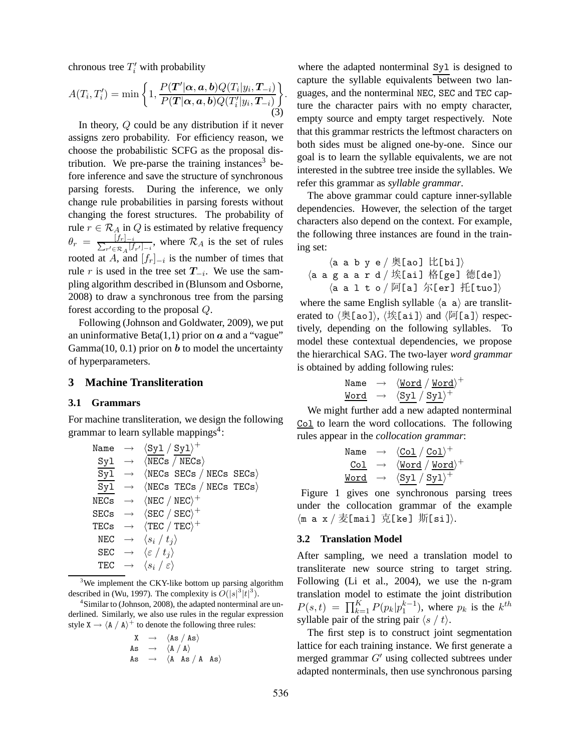chronous tree $T_i'$ with probability

$$A(T_i, T_i') = \min\left\{1, \frac{P(\boldsymbol{T}'|\boldsymbol{\alpha}, \boldsymbol{a}, \boldsymbol{b})Q(T_i|y_i, \boldsymbol{T}_{-i})}{P(\boldsymbol{T}|\boldsymbol{\alpha}, \boldsymbol{a}, \boldsymbol{b})Q(T_i'|y_i, \boldsymbol{T}_{-i})}\right\}. \tag{3}$$

In theory, $Q$ could be any distribution if it never assigns zero probability. For efficiency reason, we choose the probabilistic SCFG as the proposal distribution. We pre-parse the training instances[3] before inference and save the structure of synchronous parsing forests. During the inference, we only change rule probabilities in parsing forests without changing the forest structures. The probability of rule $r \in \mathcal{R}_A$ in $Q$ is estimated by relative frequency $\theta_r = \frac{[f_r]_{-i}}{\sum_{r' \in \mathcal{R}_A}[f_{r'}]_{-i}}$, where $\mathcal{R}_A$ is the set of rules rooted at $A$, and $[f_r]_{-i}$ is the number of times that rule $r$ is used in the tree set $\boldsymbol{T}_{-i}$. We use the sampling algorithm described in (Blunsom and Osborne, 2008) to draw a synchronous tree from the parsing forest according to the proposal $Q$.

Following (Johnson and Goldwater, 2009), we put an uninformative Beta(1,1) prior on $\boldsymbol{a}$ and a "vague" Gamma(10, 0.1) prior on $\boldsymbol{b}$ to model the uncertainty of hyperparameters.

## 3 Machine Transliteration

### 3.1 Grammars

For machine transliteration, we design the following grammar to learn syllable mappings[4]:

$$\begin{array}{rcl}
\texttt{Name} & \rightarrow & \langle \underline{\texttt{Syl}} \,/\, \underline{\texttt{Syl}} \rangle^+ \\
\underline{\texttt{Syl}} & \rightarrow & \langle \texttt{NECs} \,/\, \texttt{NECs} \rangle \\
\underline{\texttt{Syl}} & \rightarrow & \langle \texttt{NECs SECs} \,/\, \texttt{NECs SECs} \rangle \\
\underline{\texttt{Syl}} & \rightarrow & \langle \texttt{NECs TECs} \,/\, \texttt{NECs TECs} \rangle \\
\texttt{NECs} & \rightarrow & \langle \texttt{NEC} \,/\, \texttt{NEC} \rangle^+ \\
\texttt{SECs} & \rightarrow & \langle \texttt{SEC} \,/\, \texttt{SEC} \rangle^+ \\
\texttt{TECs} & \rightarrow & \langle \texttt{TEC} \,/\, \texttt{TEC} \rangle^+ \\
\texttt{NEC} & \rightarrow & \langle s_i \,/\, t_j \rangle \\
\texttt{SEC} & \rightarrow & \langle \varepsilon \,/\, t_j \rangle \\
\texttt{TEC} & \rightarrow & \langle s_i \,/\, \varepsilon \rangle
\end{array}$$

where the adapted nonterminal Syl is designed to capture the syllable equivalents between two languages, and the nonterminal NEC, SEC and TEC capture the character pairs with no empty character, empty source and empty target respectively. Note that this grammar restricts the leftmost characters on both sides must be aligned one-by-one. Since our goal is to learn the syllable equivalents, we are not interested in the subtree tree inside the syllables. We refer this grammar as *syllable grammar*.

The above grammar could capture inner-syllable dependencies. However, the selection of the target characters also depend on the context. For example, the following three instances are found in the training set:

⟨a a b y e / 奥[ao] 比[bi]⟩
⟨a a g a a r d / 埃[ai] 格[ge] 德[de]⟩
⟨a a l t o / 阿[a] 尔[er] 托[tuo]⟩

where the same English syllable ⟨a a⟩ are transliterated to ⟨奥[ao]⟩, ⟨埃[ai]⟩ and ⟨阿[a]⟩ respectively, depending on the following syllables. To model these contextual dependencies, we propose the hierarchical SAG. The two-layer *word grammar* is obtained by adding following rules:

$$\begin{array}{rcl}
\texttt{Name} & \rightarrow & \langle \underline{\texttt{Word}} \,/\, \underline{\texttt{Word}} \rangle^+ \\
\underline{\texttt{Word}} & \rightarrow & \langle \underline{\texttt{Syl}} \,/\, \underline{\texttt{Syl}} \rangle^+
\end{array}$$

We might further add a new adapted nonterminal Col to learn the word collocations. The following rules appear in the *collocation grammar*:

$$\begin{array}{rcl}
\texttt{Name} & \rightarrow & \langle \underline{\texttt{Col}} \,/\, \underline{\texttt{Col}} \rangle^+ \\
\underline{\texttt{Col}} & \rightarrow & \langle \underline{\texttt{Word}} \,/\, \underline{\texttt{Word}} \rangle^+ \\
\underline{\texttt{Word}} & \rightarrow & \langle \underline{\texttt{Syl}} \,/\, \underline{\texttt{Syl}} \rangle^+
\end{array}$$

Figure 1 gives one synchronous parsing trees under the collocation grammar of the example ⟨m a x / 麦[mai] 克[ke] 斯[si]⟩.

### 3.2 Translation Model

After sampling, we need a translation model to transliterate new source string to target string. Following (Li et al., 2004), we use the n-gram translation model to estimate the joint distribution $P(s,t) = \prod_{k=1}^{K} P(p_k|p_1^{k-1})$, where $p_k$ is the $k^{th}$ syllable pair of the string pair $\langle s \,/\, t \rangle$.

The first step is to construct joint segmentation lattice for each training instance. We first generate a merged grammar $G'$ using collected subtrees under adapted nonterminals, then use synchronous parsing

---

[3] We implement the CKY-like bottom up parsing algorithm described in (Wu, 1997). The complexity is $O(|s|^3|t|^3)$.

[4] Similar to (Johnson, 2008), the adapted nonterminal are underlined. Similarly, we also use rules in the regular expression style $\texttt{X} \rightarrow \langle \texttt{A} \,/\, \texttt{A} \rangle^+$ to denote the following three rules:

$$\begin{array}{rcl}
\texttt{X} & \rightarrow & \langle \texttt{As} \,/\, \texttt{As} \rangle \\
\texttt{As} & \rightarrow & \langle \texttt{A} \,/\, \texttt{A} \rangle \\
\texttt{As} & \rightarrow & \langle \texttt{A As} \,/\, \texttt{A As} \rangle
\end{array}$$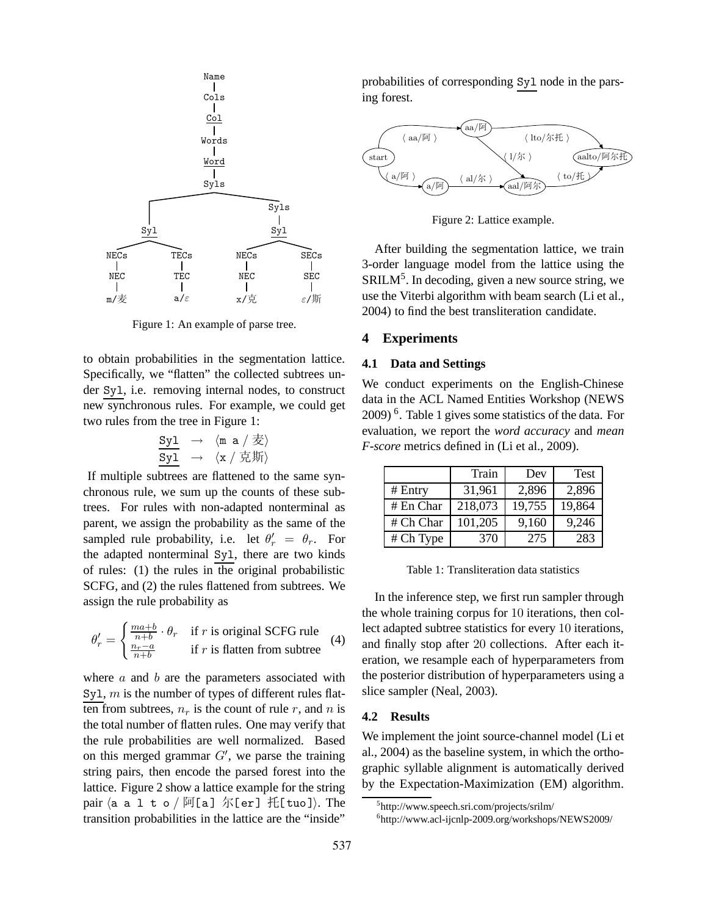Figure 1: An example of parse tree.

to obtain probabilities in the segmentation lattice. Specifically, we "flatten" the collected subtrees under Syl, i.e. removing internal nodes, to construct new synchronous rules. For example, we could get two rules from the tree in Figure 1:

$$\underline{\texttt{Syl}} \rightarrow \langle \texttt{m a} / 麦 \rangle$$
$$\underline{\texttt{Syl}} \rightarrow \langle \texttt{x} / 克斯 \rangle$$

If multiple subtrees are flattened to the same synchronous rule, we sum up the counts of these subtrees. For rules with non-adapted nonterminal as parent, we assign the probability as the same of the sampled rule probability, i.e. let $\theta'_r = \theta_r$. For the adapted nonterminal Syl, there are two kinds of rules: (1) the rules in the original probabilistic SCFG, and (2) the rules flattened from subtrees. We assign the rule probability as

$$\theta'_r = \begin{cases} \frac{ma+b}{n+b} \cdot \theta_r & \text{if } r \text{ is original SCFG rule} \\ \frac{n_r - a}{n+b} & \text{if } r \text{ is flatten from subtree} \end{cases} \quad (4)$$

where $a$ and $b$ are the parameters associated with Syl, $m$ is the number of types of different rules flatten from subtrees, $n_r$ is the count of rule $r$, and $n$ is the total number of flatten rules. One may verify that the rule probabilities are well normalized. Based on this merged grammar $G'$, we parse the training string pairs, then encode the parsed forest into the lattice. Figure 2 show a lattice example for the string pair ⟨a a l t o / 阿[a] 尔[er] 托[tuo]⟩. The transition probabilities in the lattice are the "inside" probabilities of corresponding Syl node in the parsing forest.

Figure 2: Lattice example.

After building the segmentation lattice, we train 3-order language model from the lattice using the SRILM[5]. In decoding, given a new source string, we use the Viterbi algorithm with beam search (Li et al., 2004) to find the best transliteration candidate.

## 4 Experiments

### 4.1 Data and Settings

We conduct experiments on the English-Chinese data in the ACL Named Entities Workshop (NEWS 2009) [6]. Table 1 gives some statistics of the data. For evaluation, we report the *word accuracy* and *mean F-score* metrics defined in (Li et al., 2009).

| | Train | Dev | Test |
|---|---|---|---|
| # Entry | 31,961 | 2,896 | 2,896 |
| # En Char | 218,073 | 19,755 | 19,864 |
| # Ch Char | 101,205 | 9,160 | 9,246 |
| # Ch Type | 370 | 275 | 283 |

Table 1: Transliteration data statistics

In the inference step, we first run sampler through the whole training corpus for 10 iterations, then collect adapted subtree statistics for every 10 iterations, and finally stop after 20 collections. After each iteration, we resample each of hyperparameters from the posterior distribution of hyperparameters using a slice sampler (Neal, 2003).

### 4.2 Results

We implement the joint source-channel model (Li et al., 2004) as the baseline system, in which the orthographic syllable alignment is automatically derived by the Expectation-Maximization (EM) algorithm.

[5] http://www.speech.sri.com/projects/srilm/

[6] http://www.acl-ijcnlp-2009.org/workshops/NEWS2009/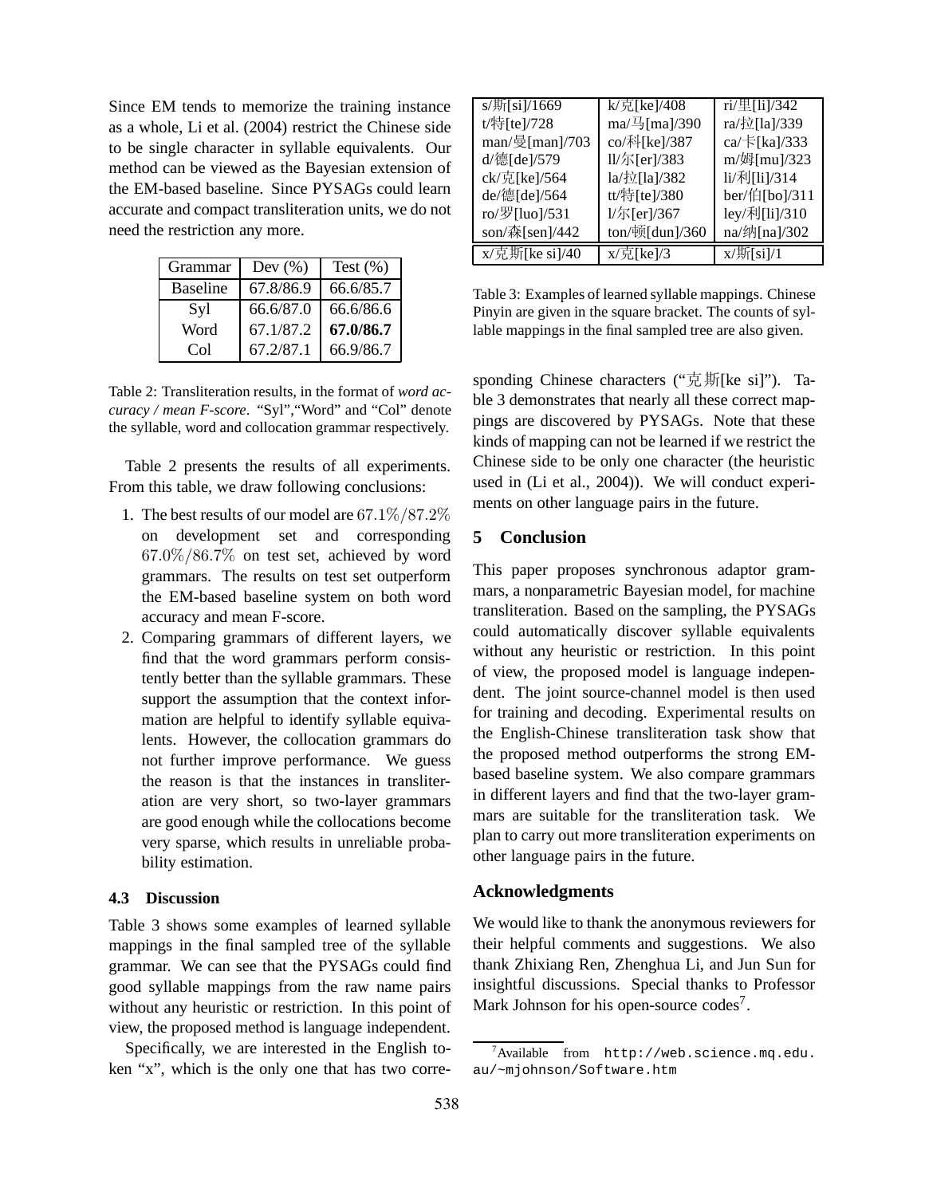Since EM tends to memorize the training instance as a whole, Li et al. (2004) restrict the Chinese side to be single character in syllable equivalents. Our method can be viewed as the Bayesian extension of the EM-based baseline. Since PYSAGs could learn accurate and compact transliteration units, we do not need the restriction any more.

| Grammar | Dev (%) | Test (%) |
|---|---|---|
| Baseline | 67.8/86.9 | 66.6/85.7 |
| Syl | 66.6/87.0 | 66.6/86.6 |
| Word | 67.1/87.2 | **67.0/86.7** |
| Col | 67.2/87.1 | 66.9/86.7 |

Table 2: Transliteration results, in the format of *word accuracy / mean F-score*. "Syl","Word" and "Col" denote the syllable, word and collocation grammar respectively.

Table 2 presents the results of all experiments. From this table, we draw following conclusions:

1. The best results of our model are $67.1\%/87.2\%$ on development set and corresponding $67.0\%/86.7\%$ on test set, achieved by word grammars. The results on test set outperform the EM-based baseline system on both word accuracy and mean F-score.
2. Comparing grammars of different layers, we find that the word grammars perform consistently better than the syllable grammars. These support the assumption that the context information are helpful to identify syllable equivalents. However, the collocation grammars do not further improve performance. We guess the reason is that the instances in transliteration are very short, so two-layer grammars are good enough while the collocations become very sparse, which results in unreliable probability estimation.

### 4.3 Discussion

Table 3 shows some examples of learned syllable mappings in the final sampled tree of the syllable grammar. We can see that the PYSAGs could find good syllable mappings from the raw name pairs without any heuristic or restriction. In this point of view, the proposed method is language independent.

Specifically, we are interested in the English token "x", which is the only one that has two corresponding Chinese characters ("克斯[ke si]"). Table 3 demonstrates that nearly all these correct mappings are discovered by PYSAGs. Note that these kinds of mapping can not be learned if we restrict the Chinese side to be only one character (the heuristic used in (Li et al., 2004)). We will conduct experiments on other language pairs in the future.

| | | |
|---|---|---|
| s/斯[si]/1669 | k/克[ke]/408 | ri/里[li]/342 |
| t/特[te]/728 | ma/马[ma]/390 | ra/拉[la]/339 |
| man/曼[man]/703 | co/科[ke]/387 | ca/卡[ka]/333 |
| d/德[de]/579 | ll/尔[er]/383 | m/姆[mu]/323 |
| ck/克[ke]/564 | la/拉[la]/382 | li/利[li]/314 |
| de/德[de]/564 | tt/特[te]/380 | ber/伯[bo]/311 |
| ro/罗[luo]/531 | l/尔[er]/367 | ley/利[li]/310 |
| son/森[sen]/442 | ton/顿[dun]/360 | na/纳[na]/302 |
| x/克斯[ke si]/40 | x/克[ke]/3 | x/斯[si]/1 |

Table 3: Examples of learned syllable mappings. Chinese Pinyin are given in the square bracket. The counts of syllable mappings in the final sampled tree are also given.

## 5 Conclusion

This paper proposes synchronous adaptor grammars, a nonparametric Bayesian model, for machine transliteration. Based on the sampling, the PYSAGs could automatically discover syllable equivalents without any heuristic or restriction. In this point of view, the proposed model is language independent. The joint source-channel model is then used for training and decoding. Experimental results on the English-Chinese transliteration task show that the proposed method outperforms the strong EM-based baseline system. We also compare grammars in different layers and find that the two-layer grammars are suitable for the transliteration task. We plan to carry out more transliteration experiments on other language pairs in the future.

## Acknowledgments

We would like to thank the anonymous reviewers for their helpful comments and suggestions. We also thank Zhixiang Ren, Zhenghua Li, and Jun Sun for insightful discussions. Special thanks to Professor Mark Johnson for his open-source codes[7].

[7] Available from http://web.science.mq.edu.au/~mjohnson/Software.htm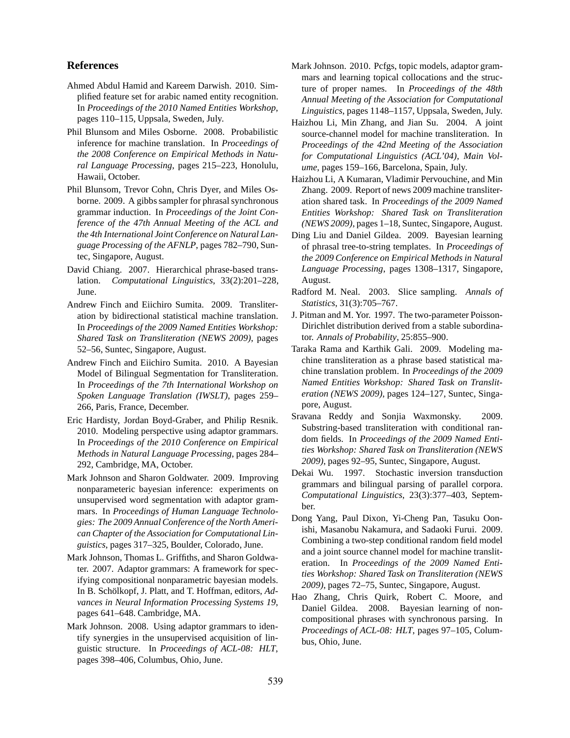## References

Ahmed Abdul Hamid and Kareem Darwish. 2010. Simplified feature set for arabic named entity recognition. In *Proceedings of the 2010 Named Entities Workshop*, pages 110–115, Uppsala, Sweden, July.

Phil Blunsom and Miles Osborne. 2008. Probabilistic inference for machine translation. In *Proceedings of the 2008 Conference on Empirical Methods in Natural Language Processing*, pages 215–223, Honolulu, Hawaii, October.

Phil Blunsom, Trevor Cohn, Chris Dyer, and Miles Osborne. 2009. A gibbs sampler for phrasal synchronous grammar induction. In *Proceedings of the Joint Conference of the 47th Annual Meeting of the ACL and the 4th International Joint Conference on Natural Language Processing of the AFNLP*, pages 782–790, Suntec, Singapore, August.

David Chiang. 2007. Hierarchical phrase-based translation. *Computational Linguistics*, 33(2):201–228, June.

Andrew Finch and Eiichiro Sumita. 2009. Transliteration by bidirectional statistical machine translation. In *Proceedings of the 2009 Named Entities Workshop: Shared Task on Transliteration (NEWS 2009)*, pages 52–56, Suntec, Singapore, August.

Andrew Finch and Eiichiro Sumita. 2010. A Bayesian Model of Bilingual Segmentation for Transliteration. In *Proceedings of the 7th International Workshop on Spoken Language Translation (IWSLT)*, pages 259–266, Paris, France, December.

Eric Hardisty, Jordan Boyd-Graber, and Philip Resnik. 2010. Modeling perspective using adaptor grammars. In *Proceedings of the 2010 Conference on Empirical Methods in Natural Language Processing*, pages 284–292, Cambridge, MA, October.

Mark Johnson and Sharon Goldwater. 2009. Improving nonparameteric bayesian inference: experiments on unsupervised word segmentation with adaptor grammars. In *Proceedings of Human Language Technologies: The 2009 Annual Conference of the North American Chapter of the Association for Computational Linguistics*, pages 317–325, Boulder, Colorado, June.

Mark Johnson, Thomas L. Griffiths, and Sharon Goldwater. 2007. Adaptor grammars: A framework for specifying compositional nonparametric bayesian models. In B. Schölkopf, J. Platt, and T. Hoffman, editors, *Advances in Neural Information Processing Systems 19*, pages 641–648. Cambridge, MA.

Mark Johnson. 2008. Using adaptor grammars to identify synergies in the unsupervised acquisition of linguistic structure. In *Proceedings of ACL-08: HLT*, pages 398–406, Columbus, Ohio, June.

Mark Johnson. 2010. Pcfgs, topic models, adaptor grammars and learning topical collocations and the structure of proper names. In *Proceedings of the 48th Annual Meeting of the Association for Computational Linguistics*, pages 1148–1157, Uppsala, Sweden, July.

Haizhou Li, Min Zhang, and Jian Su. 2004. A joint source-channel model for machine transliteration. In *Proceedings of the 42nd Meeting of the Association for Computational Linguistics (ACL'04), Main Volume*, pages 159–166, Barcelona, Spain, July.

Haizhou Li, A Kumaran, Vladimir Pervouchine, and Min Zhang. 2009. Report of news 2009 machine transliteration shared task. In *Proceedings of the 2009 Named Entities Workshop: Shared Task on Transliteration (NEWS 2009)*, pages 1–18, Suntec, Singapore, August.

Ding Liu and Daniel Gildea. 2009. Bayesian learning of phrasal tree-to-string templates. In *Proceedings of the 2009 Conference on Empirical Methods in Natural Language Processing*, pages 1308–1317, Singapore, August.

Radford M. Neal. 2003. Slice sampling. *Annals of Statistics*, 31(3):705–767.

J. Pitman and M. Yor. 1997. The two-parameter Poisson-Dirichlet distribution derived from a stable subordinator. *Annals of Probability*, 25:855–900.

Taraka Rama and Karthik Gali. 2009. Modeling machine transliteration as a phrase based statistical machine translation problem. In *Proceedings of the 2009 Named Entities Workshop: Shared Task on Transliteration (NEWS 2009)*, pages 124–127, Suntec, Singapore, August.

Sravana Reddy and Sonjia Waxmonsky. 2009. Substring-based transliteration with conditional random fields. In *Proceedings of the 2009 Named Entities Workshop: Shared Task on Transliteration (NEWS 2009)*, pages 92–95, Suntec, Singapore, August.

Dekai Wu. 1997. Stochastic inversion transduction grammars and bilingual parsing of parallel corpora. *Computational Linguistics*, 23(3):377–403, September.

Dong Yang, Paul Dixon, Yi-Cheng Pan, Tasuku Oonishi, Masanobu Nakamura, and Sadaoki Furui. 2009. Combining a two-step conditional random field model and a joint source channel model for machine transliteration. In *Proceedings of the 2009 Named Entities Workshop: Shared Task on Transliteration (NEWS 2009)*, pages 72–75, Suntec, Singapore, August.

Hao Zhang, Chris Quirk, Robert C. Moore, and Daniel Gildea. 2008. Bayesian learning of non-compositional phrases with synchronous parsing. In *Proceedings of ACL-08: HLT*, pages 97–105, Columbus, Ohio, June.